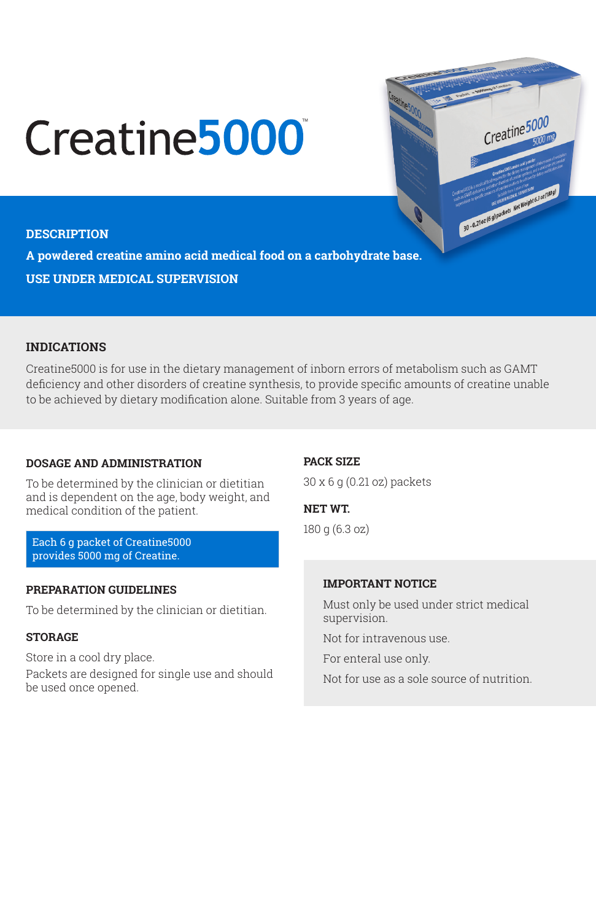# Creatine5000™

## DESCRIPTION

**A powdered creatine amino acid medical food on a carbohydrate base.**

**USE UNDER MEDICAL SUPERVISION**

## INDICATIONS

Creatine5000 is for use in the dietary management of inborn errors of metabolism such as GAMT deficiency and other disorders of creatine synthesis, to provide specific amounts of creatine unable to be achieved by dietary modification alone. Suitable from 3 years of age.

## DOSAGE AND ADMINISTRATION

To be determined by the clinician or dietitian and is dependent on the age, body weight, and medical condition of the patient.

Each 6 g packet of Creatine5000 provides 5000 mg of Creatine.

## PREPARATION GUIDELINES

To be determined by the clinician or dietitian.

## STORAGE

Store in a cool dry place.

Packets are designed for single use and should be used once opened.

## PACK SIZE

30 x 6 g (0.21 oz) packets

## NET WT.

180 g (6.3 oz)

## IMPORTANT NOTICE

Must only be used under strict medical supervision.

Not for intravenous use.

For enteral use only.

Not for use as a sole source of nutrition.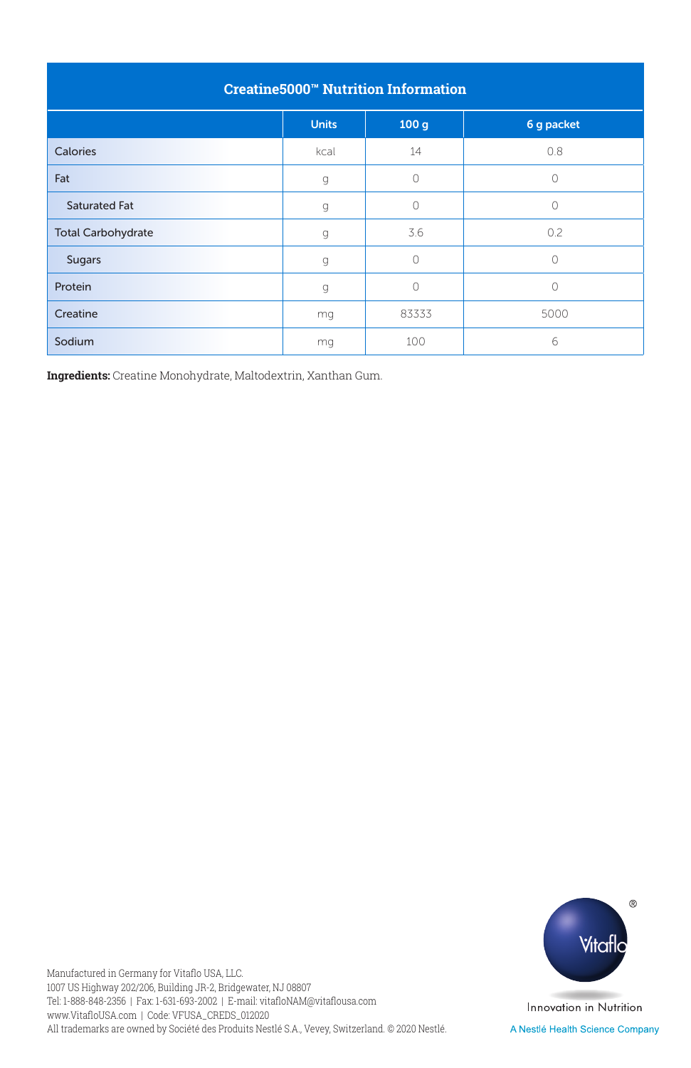## Creatine5000™ Nutrition Information

| | Units | 100 g | 6 g packet |
|---|---|---|---|
| Calories | kcal | 14 | 0.8 |
| Fat | g | 0 | 0 |
| Saturated Fat | g | 0 | 0 |
| Total Carbohydrate | g | 3.6 | 0.2 |
| Sugars | g | 0 | 0 |
| Protein | g | 0 | 0 |
| Creatine | mg | 83333 | 5000 |
| Sodium | mg | 100 | 6 |

**Ingredients:** Creatine Monohydrate, Maltodextrin, Xanthan Gum.

Manufactured in Germany for Vitaflo USA, LLC.
1007 US Highway 202/206, Building JR-2, Bridgewater, NJ 08807
Tel: 1-888-848-2356 | Fax: 1-631-693-2002 | E-mail: vitafloNAM@vitaflousa.com
www.VitafloUSA.com | Code: VFUSA_CREDS_012020
All trademarks are owned by Société des Produits Nestlé S.A., Vevey, Switzerland. © 2020 Nestlé.

Vitaflo®
Innovation in Nutrition
A Nestlé Health Science Company